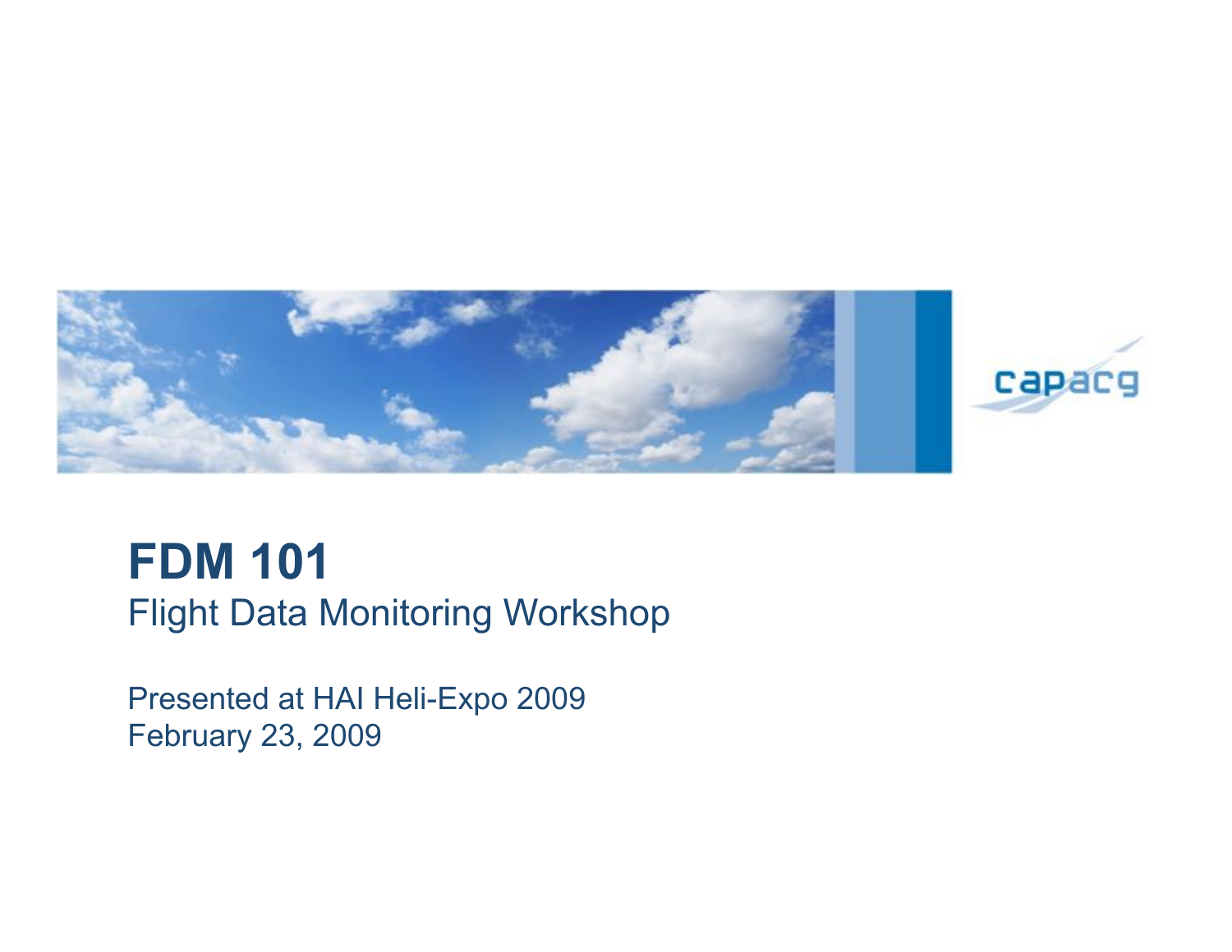capacg

# FDM 101

## Flight Data Monitoring Workshop

Presented at HAI Heli-Expo 2009
February 23, 2009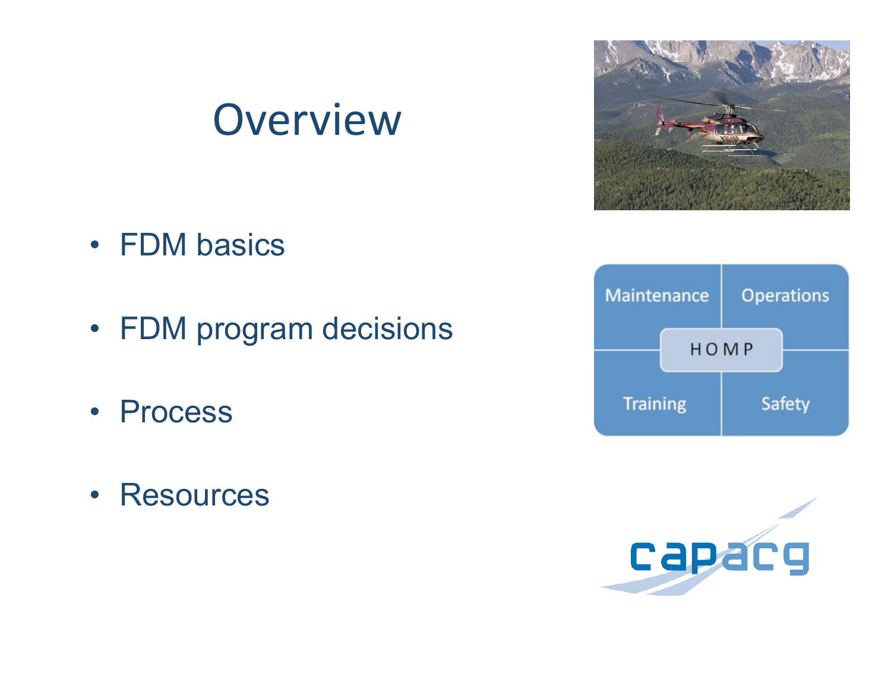# Overview

- FDM basics
- FDM program decisions
- Process
- Resources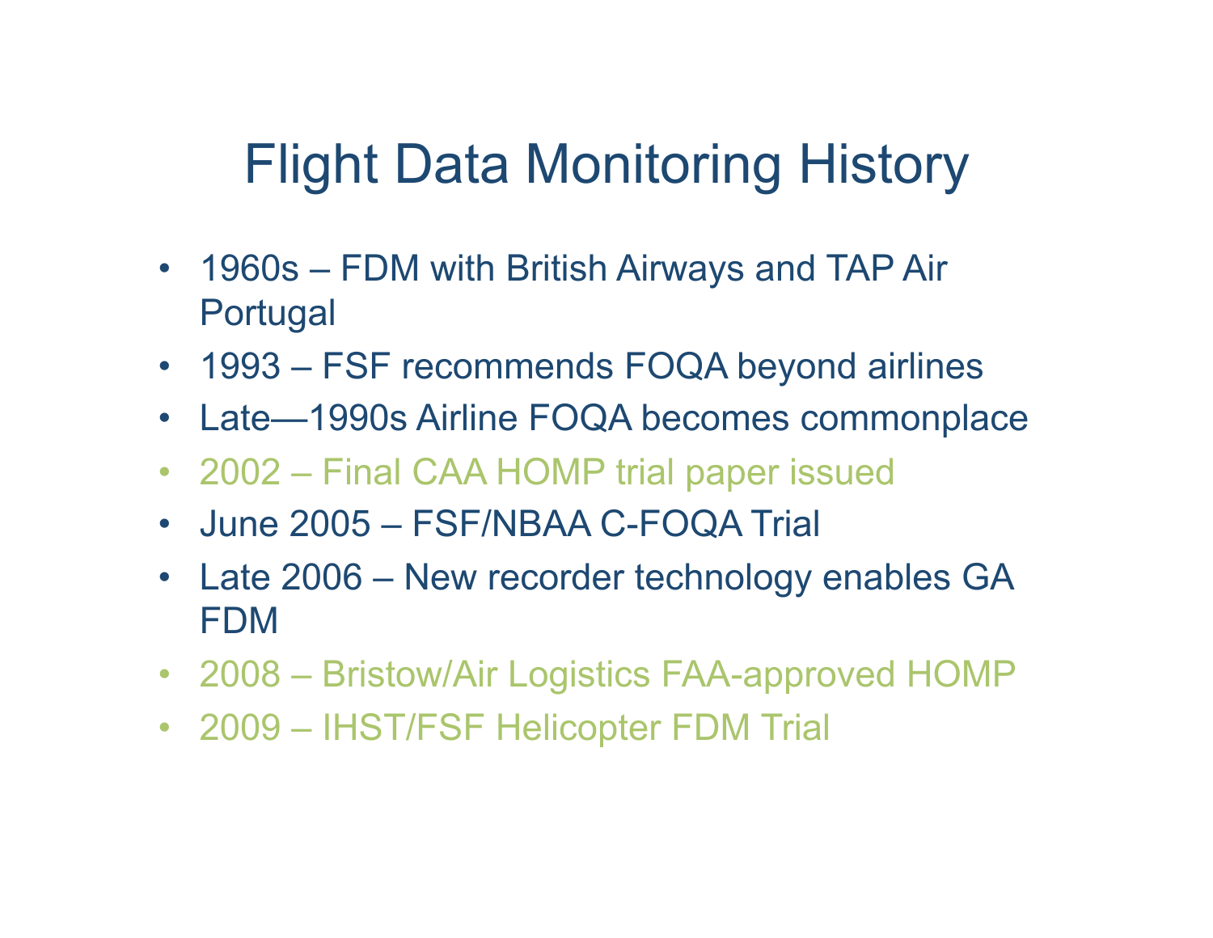# Flight Data Monitoring History

- 1960s – FDM with British Airways and TAP Air Portugal
- 1993 – FSF recommends FOQA beyond airlines
- Late—1990s Airline FOQA becomes commonplace
- 2002 – Final CAA HOMP trial paper issued
- June 2005 – FSF/NBAA C-FOQA Trial
- Late 2006 – New recorder technology enables GA FDM
- 2008 – Bristow/Air Logistics FAA-approved HOMP
- 2009 – IHST/FSF Helicopter FDM Trial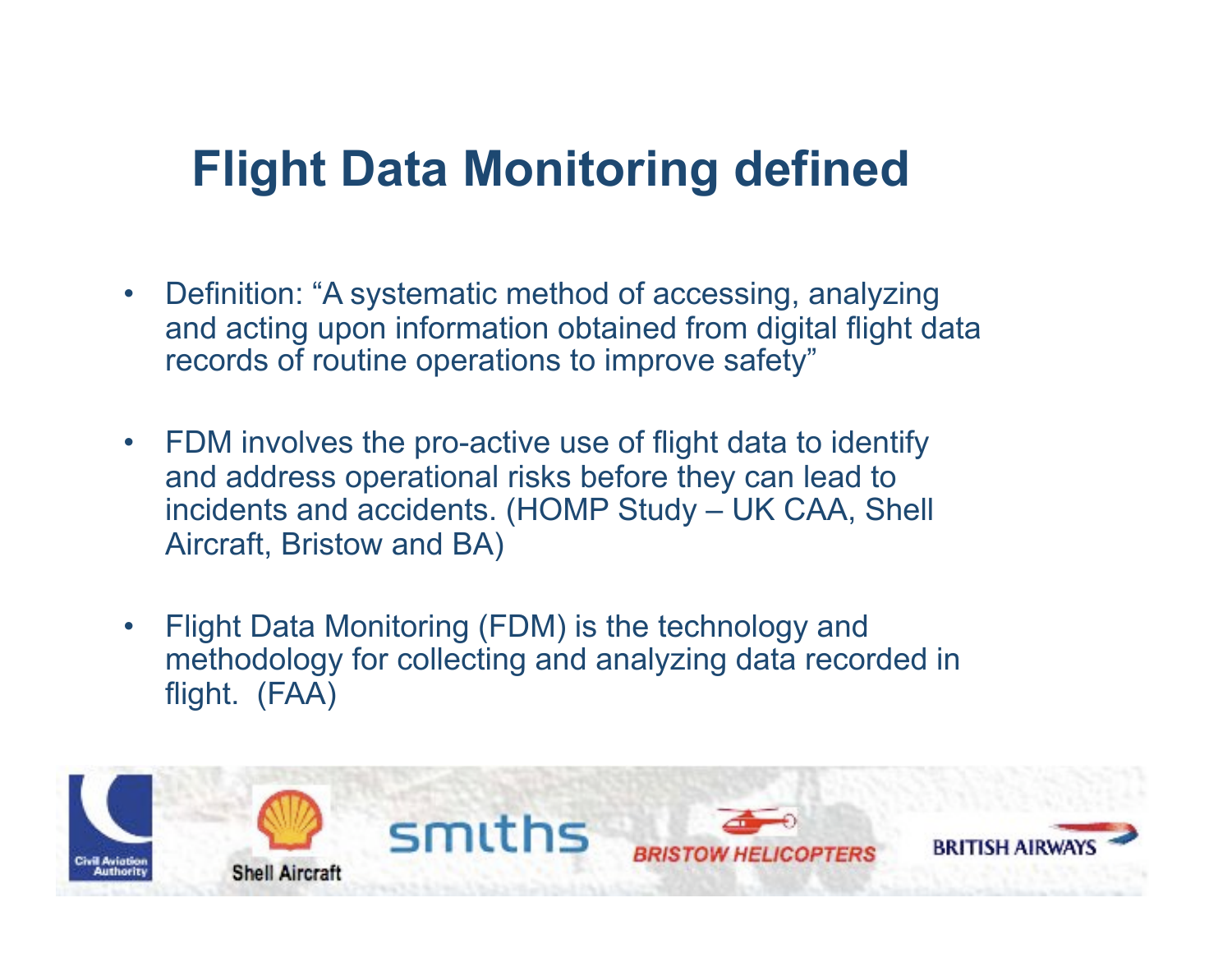# Flight Data Monitoring defined

- Definition: "A systematic method of accessing, analyzing and acting upon information obtained from digital flight data records of routine operations to improve safety"
- FDM involves the pro-active use of flight data to identify and address operational risks before they can lead to incidents and accidents. (HOMP Study – UK CAA, Shell Aircraft, Bristow and BA)
- Flight Data Monitoring (FDM) is the technology and methodology for collecting and analyzing data recorded in flight. (FAA)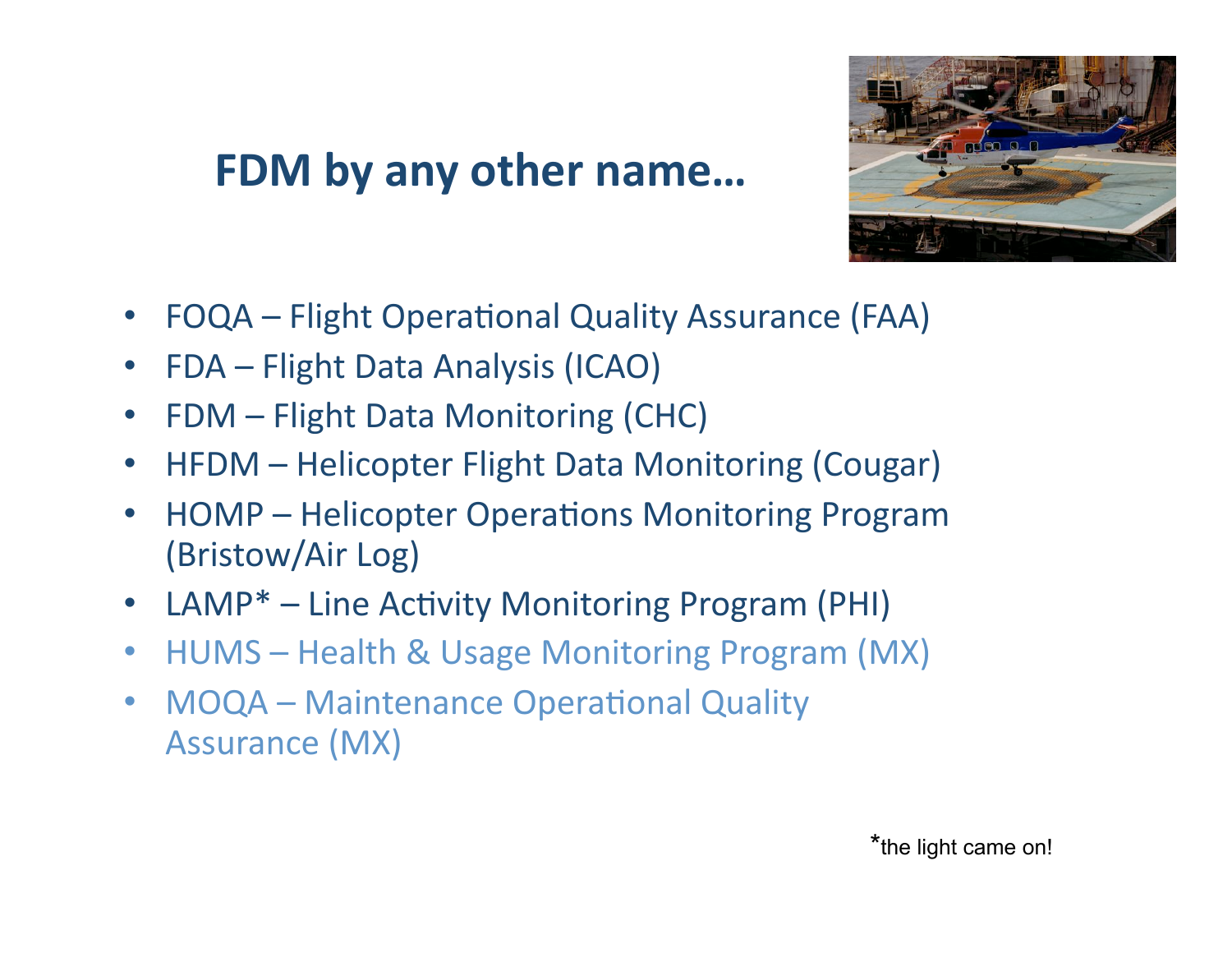# FDM by any other name…

- FOQA – Flight Operational Quality Assurance (FAA)
- FDA – Flight Data Analysis (ICAO)
- FDM – Flight Data Monitoring (CHC)
- HFDM – Helicopter Flight Data Monitoring (Cougar)
- HOMP – Helicopter Operations Monitoring Program (Bristow/Air Log)
- LAMP* – Line Activity Monitoring Program (PHI)
- HUMS – Health & Usage Monitoring Program (MX)
- MOQA – Maintenance Operational Quality Assurance (MX)

*the light came on!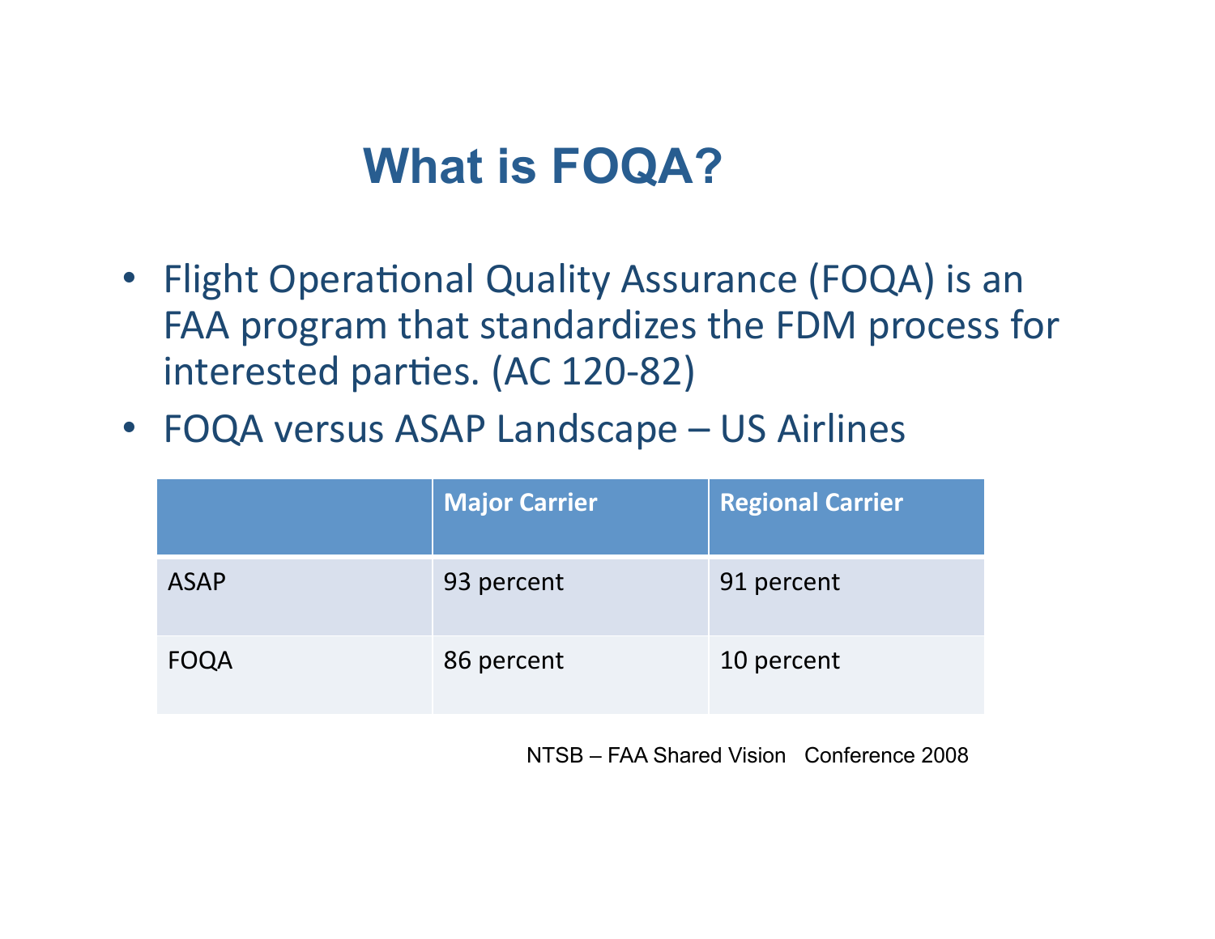# What is FOQA?

- Flight Operational Quality Assurance (FOQA) is an FAA program that standardizes the FDM process for interested parties. (AC 120-82)
- FOQA versus ASAP Landscape – US Airlines

| | Major Carrier | Regional Carrier |
|---|---|---|
| ASAP | 93 percent | 91 percent |
| FOQA | 86 percent | 10 percent |

NTSB – FAA Shared Vision Conference 2008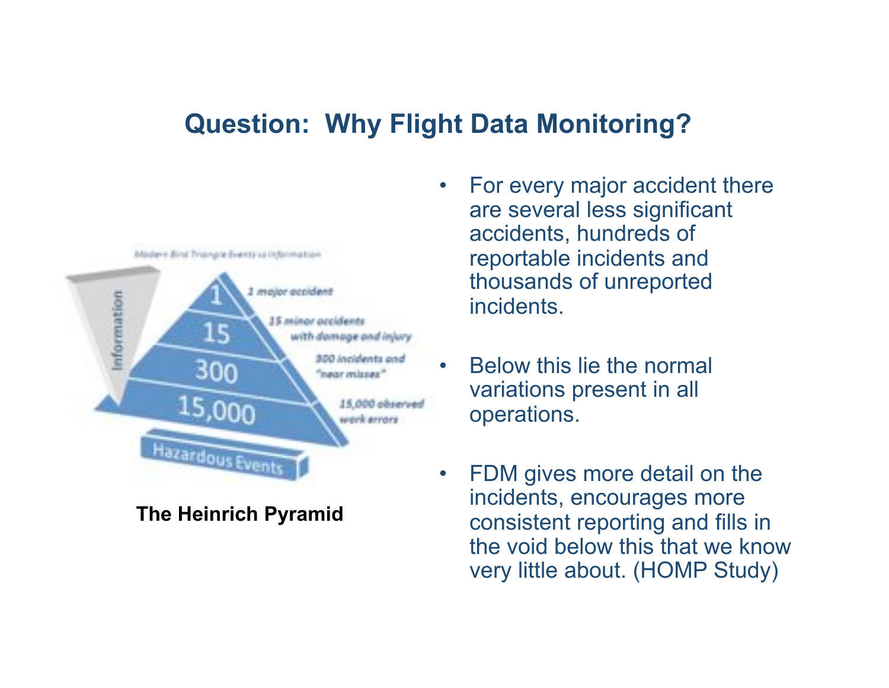## Question: Why Flight Data Monitoring?

Modern Bird Triangle Events vs information

- Information
- 1 — 1 major accident
- 15 — 15 minor accidents with damage and injury
- 300 — 300 incidents and "near misses"
- 15,000 — 15,000 observed work errors
- Hazardous Events

**The Heinrich Pyramid**

- For every major accident there are several less significant accidents, hundreds of reportable incidents and thousands of unreported incidents.
- Below this lie the normal variations present in all operations.
- FDM gives more detail on the incidents, encourages more consistent reporting and fills in the void below this that we know very little about. (HOMP Study)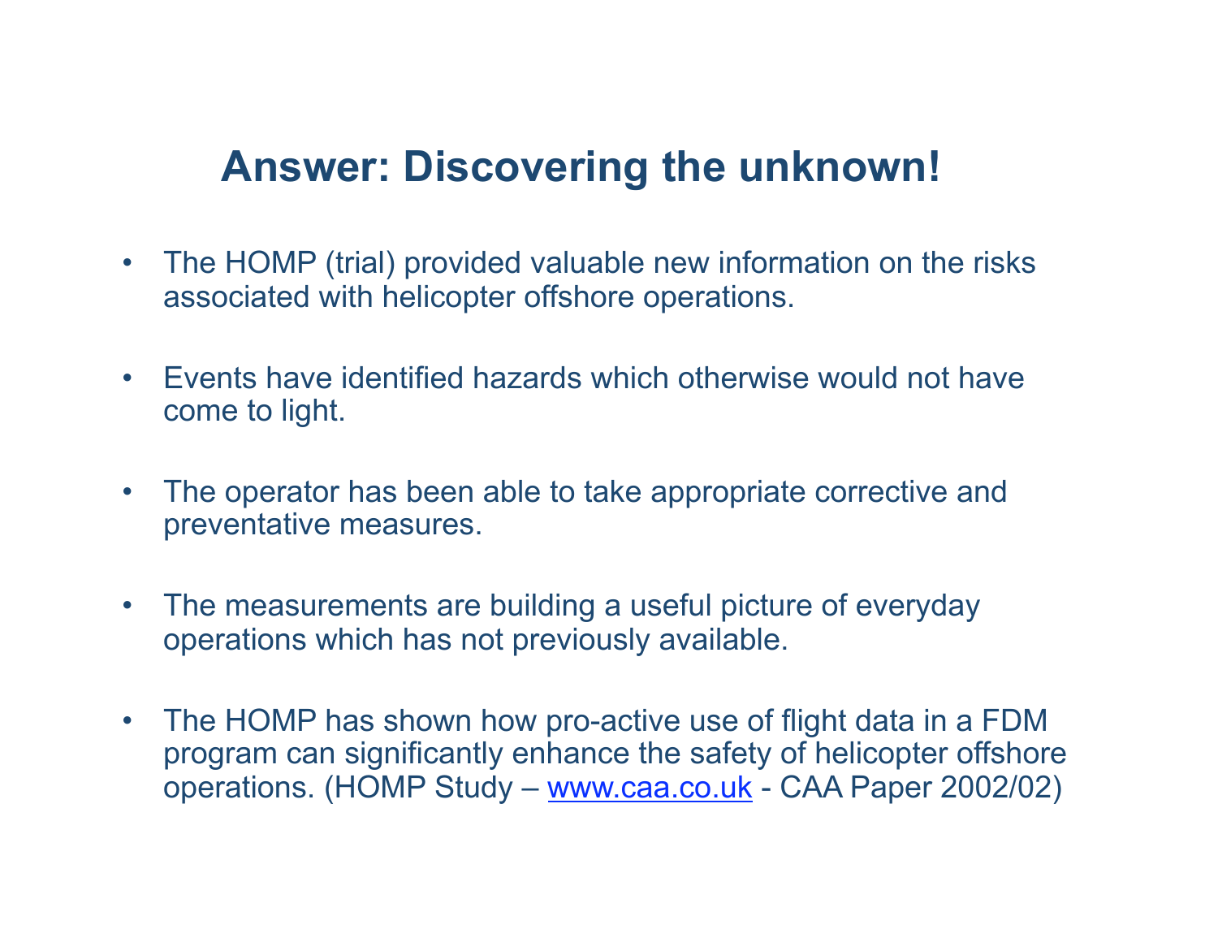# Answer: Discovering the unknown!

- The HOMP (trial) provided valuable new information on the risks associated with helicopter offshore operations.
- Events have identified hazards which otherwise would not have come to light.
- The operator has been able to take appropriate corrective and preventative measures.
- The measurements are building a useful picture of everyday operations which has not previously available.
- The HOMP has shown how pro-active use of flight data in a FDM program can significantly enhance the safety of helicopter offshore operations. (HOMP Study – [www.caa.co.uk](http://www.caa.co.uk) - CAA Paper 2002/02)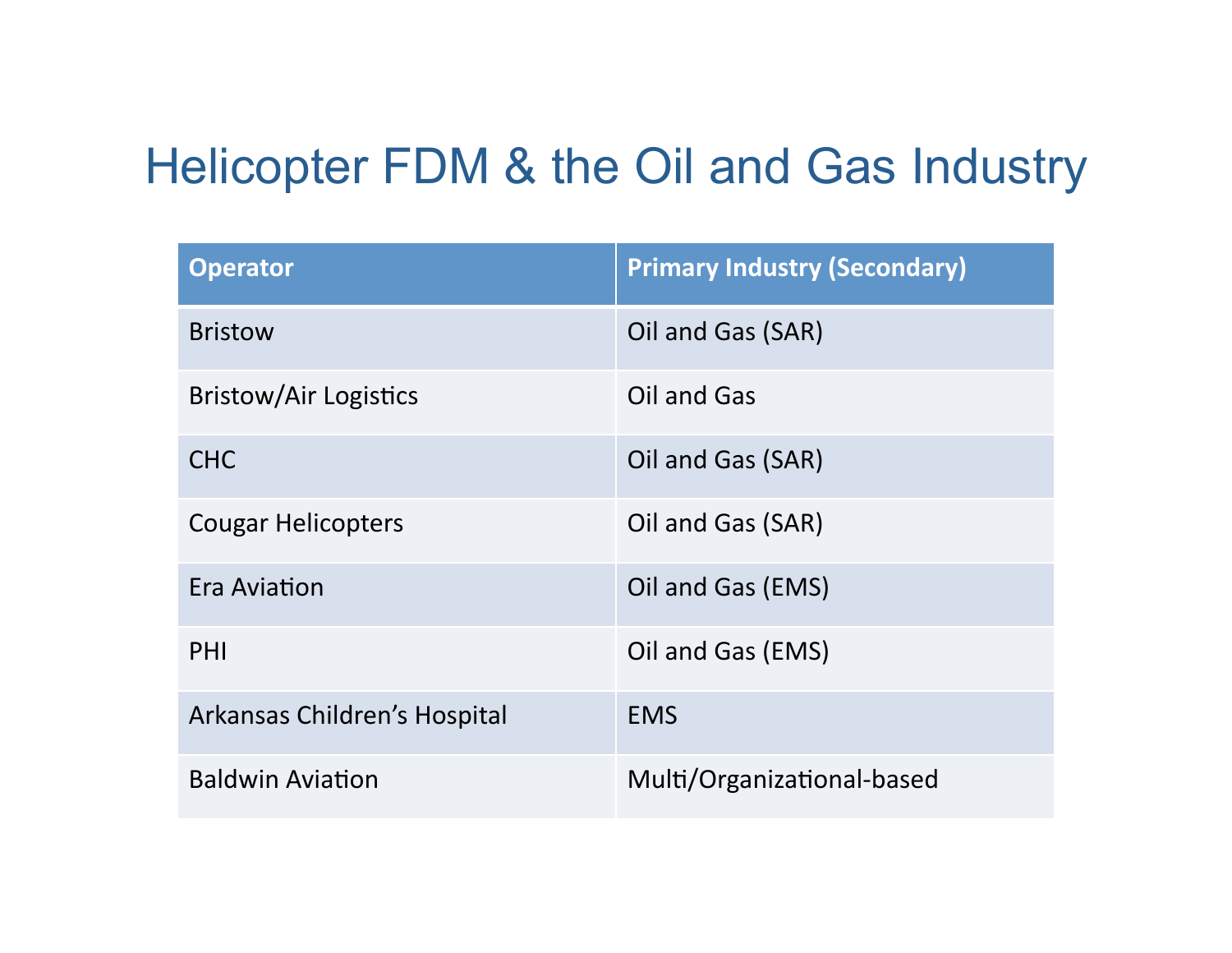# Helicopter FDM & the Oil and Gas Industry

| Operator | Primary Industry (Secondary) |
|---|---|
| Bristow | Oil and Gas (SAR) |
| Bristow/Air Logistics | Oil and Gas |
| CHC | Oil and Gas (SAR) |
| Cougar Helicopters | Oil and Gas (SAR) |
| Era Aviation | Oil and Gas (EMS) |
| PHI | Oil and Gas (EMS) |
| Arkansas Children’s Hospital | EMS |
| Baldwin Aviation | Multi/Organizational-based |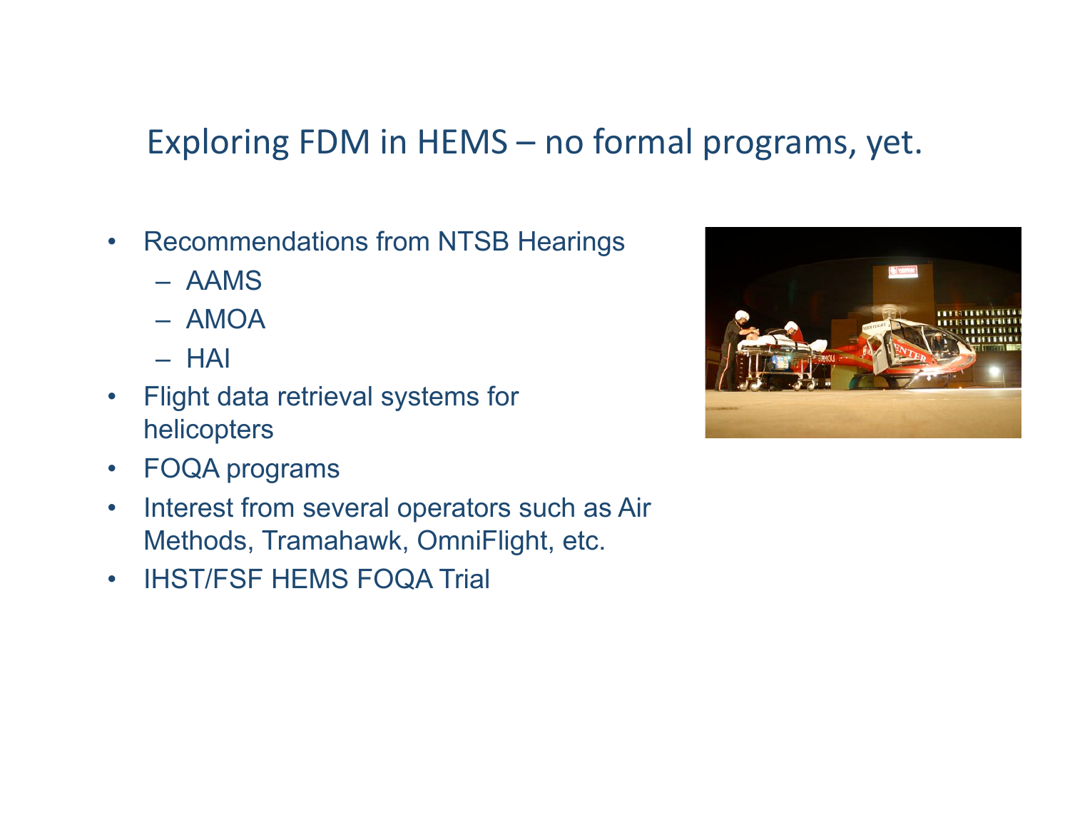# Exploring FDM in HEMS – no formal programs, yet.

- Recommendations from NTSB Hearings
  - AAMS
  - AMOA
  - HAI
- Flight data retrieval systems for helicopters
- FOQA programs
- Interest from several operators such as Air Methods, Tramahawk, OmniFlight, etc.
- IHST/FSF HEMS FOQA Trial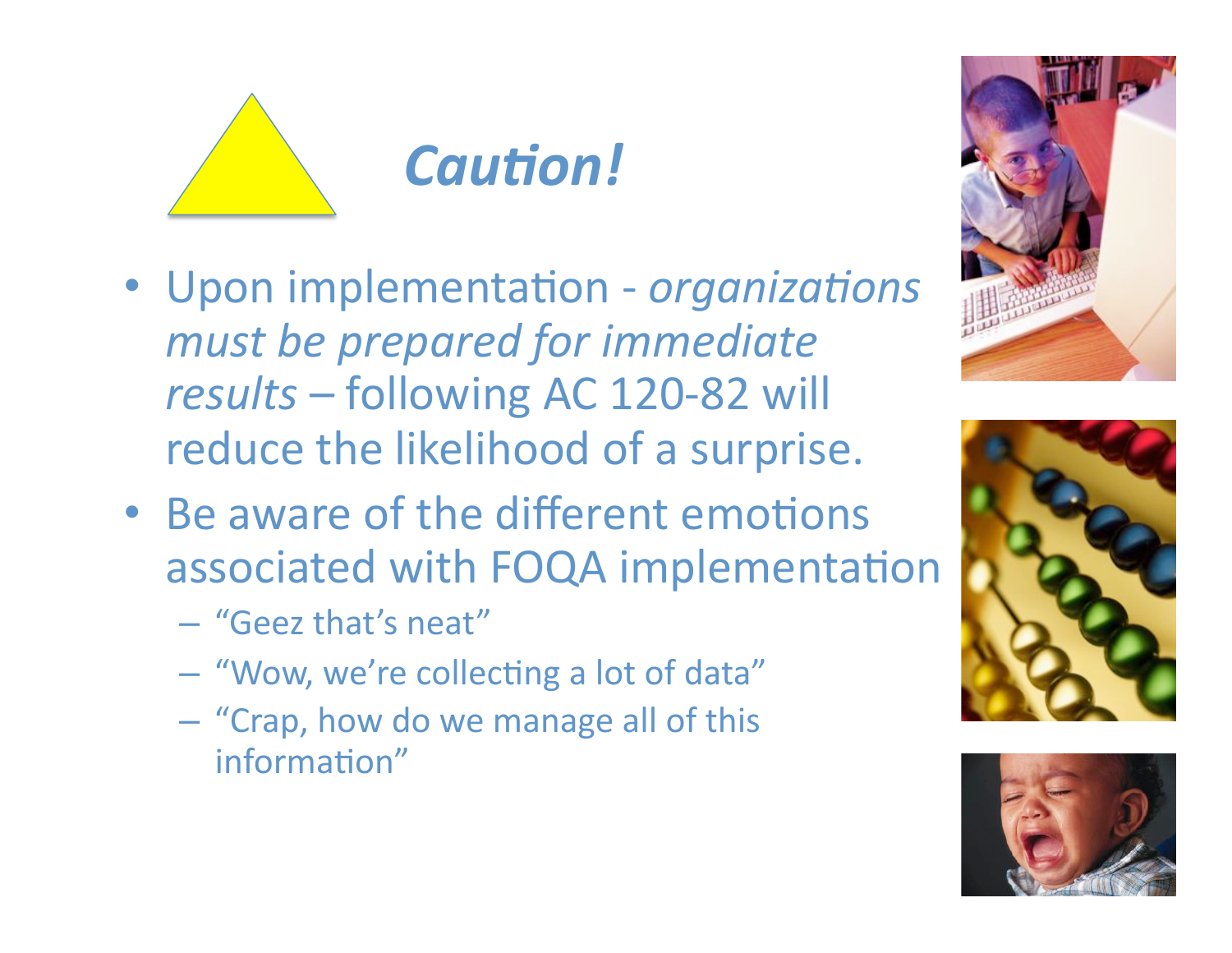# *Caution!*

- Upon implementation - *organizations must be prepared for immediate results* – following AC 120-82 will reduce the likelihood of a surprise.
- Be aware of the different emotions associated with FOQA implementation
  - "Geez that's neat"
  - "Wow, we're collecting a lot of data"
  - "Crap, how do we manage all of this information"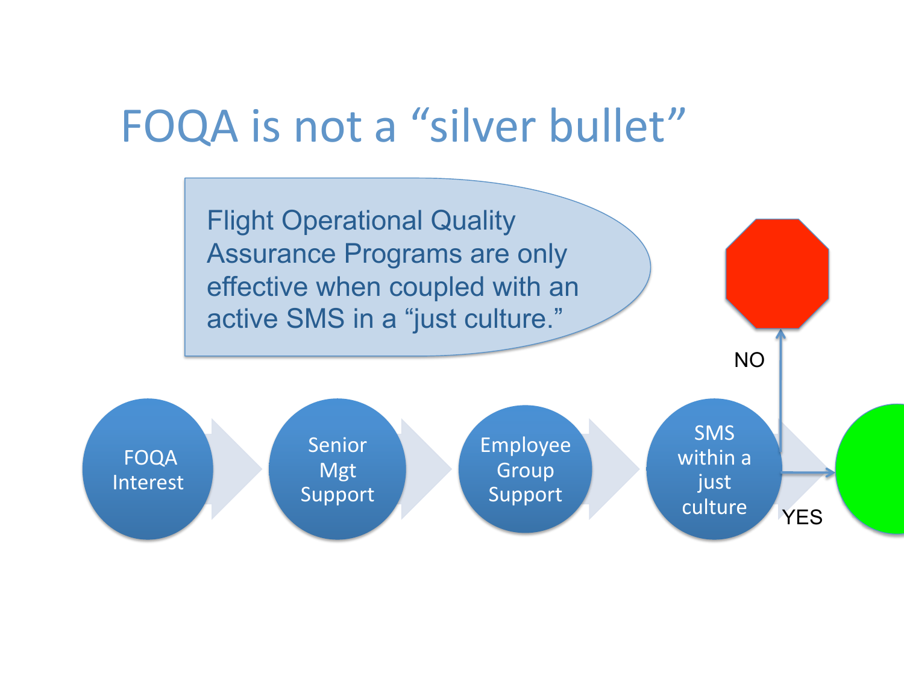# FOQA is not a "silver bullet"

Flight Operational Quality Assurance Programs are only effective when coupled with an active SMS in a "just culture."

FOQA Interest → Senior Mgt Support → Employee Group Support → SMS within a just culture

NO

YES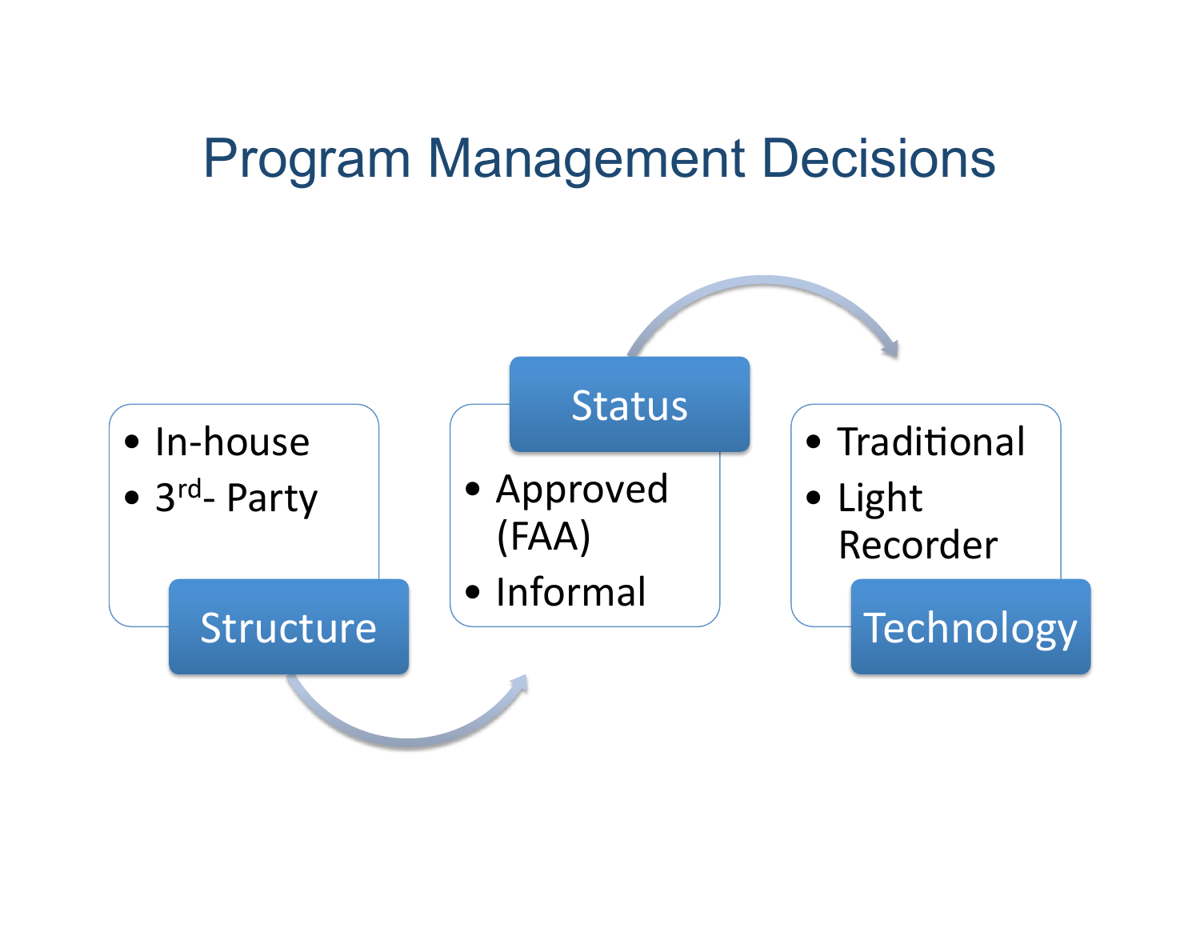# Program Management Decisions

**Structure**

- In-house
- 3rd- Party

**Status**

- Approved (FAA)
- Informal

**Technology**

- Traditional
- Light Recorder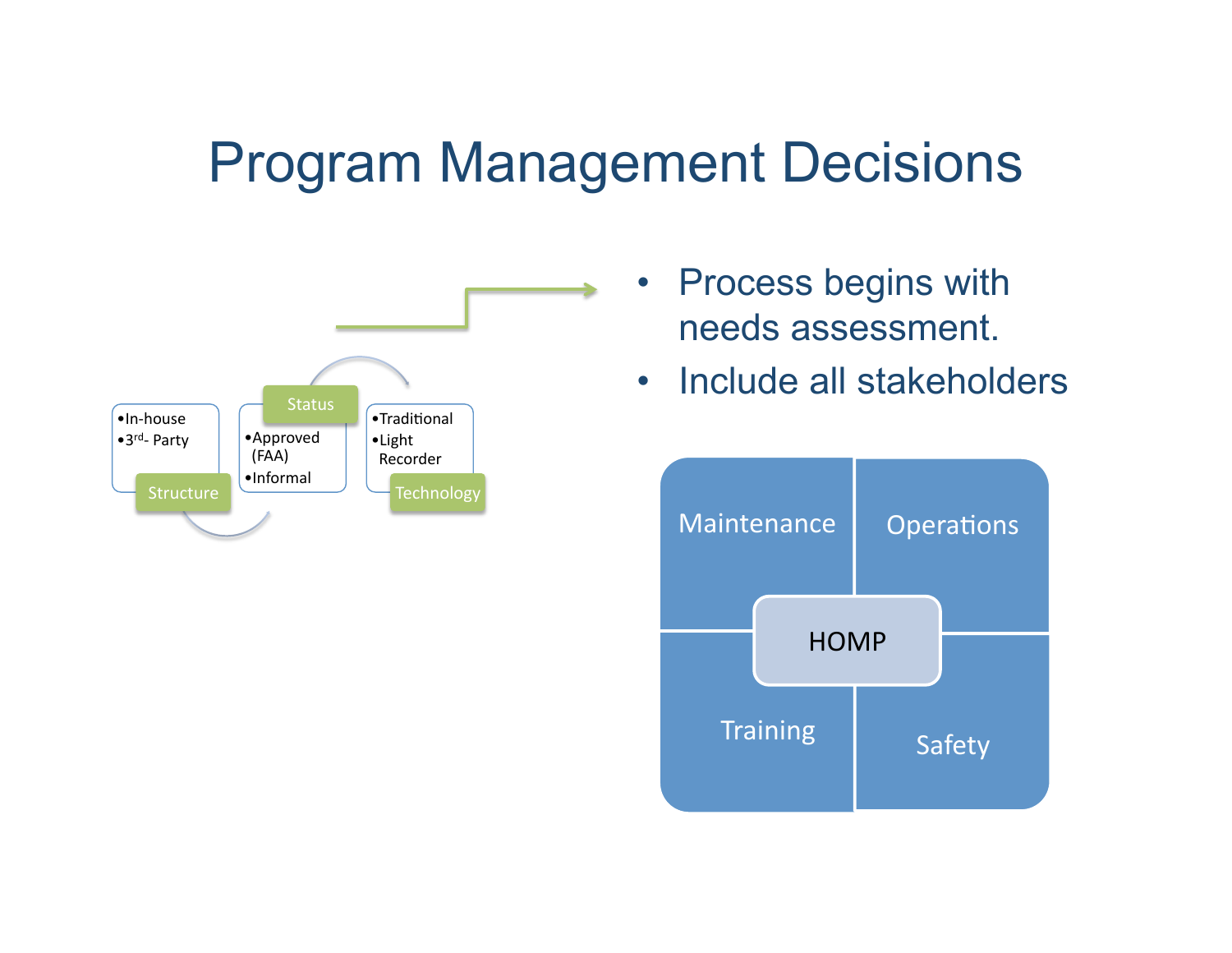# Program Management Decisions

- In-house
- 3rd- Party

Structure

Status

- Approved (FAA)
- Informal

- Traditional
- Light Recorder

Technology

- Process begins with needs assessment.
- Include all stakeholders

Maintenance

Operations

HOMP

Training

Safety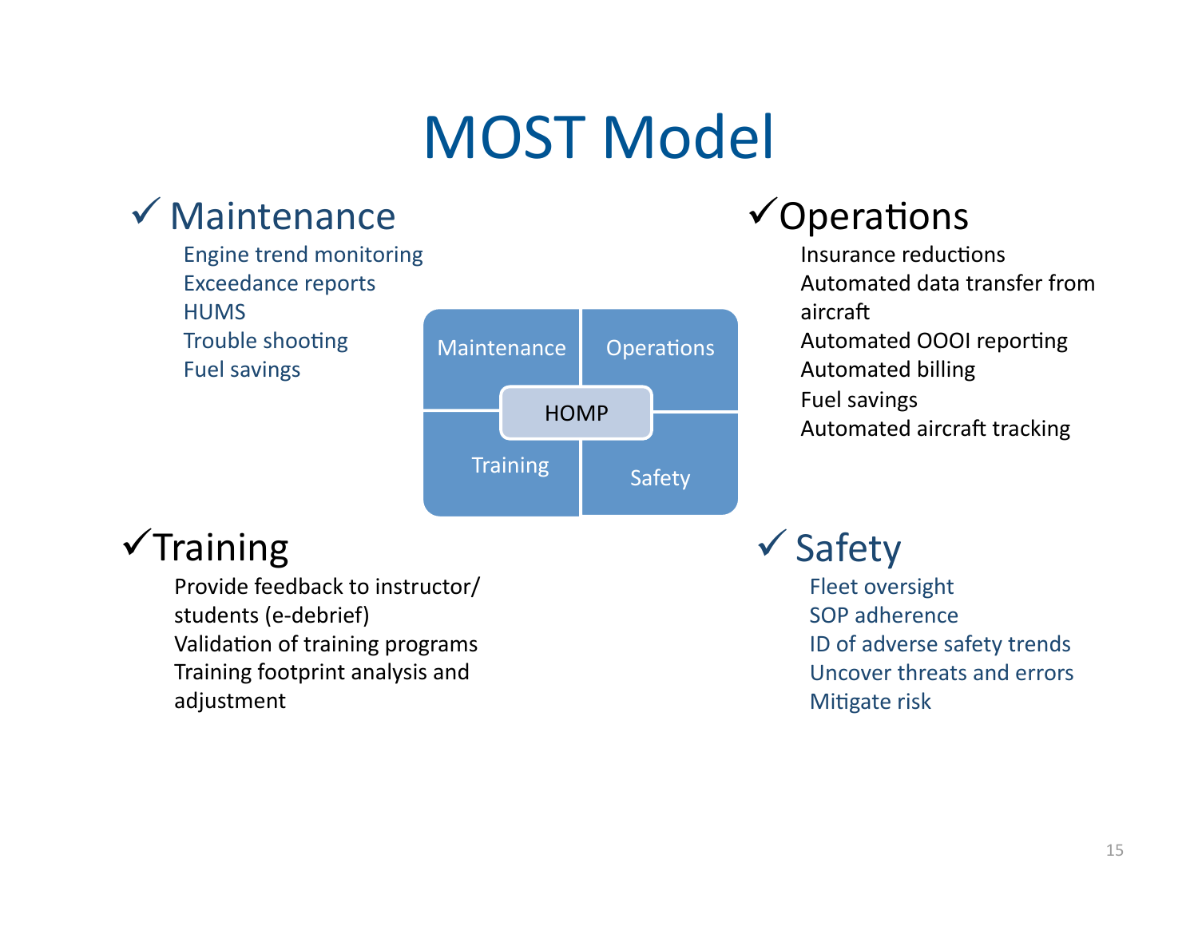# MOST Model

## ✓ Maintenance

- Engine trend monitoring
- Exceedance reports
- HUMS
- Trouble shooting
- Fuel savings

## ✓ Operations

- Insurance reductions
- Automated data transfer from aircraft
- Automated OOOI reporting
- Automated billing
- Fuel savings
- Automated aircraft tracking

Maintenance | Operations | HOMP | Training | Safety

## ✓ Training

- Provide feedback to instructor/ students (e-debrief)
- Validation of training programs
- Training footprint analysis and adjustment

## ✓ Safety

- Fleet oversight
- SOP adherence
- ID of adverse safety trends
- Uncover threats and errors
- Mitigate risk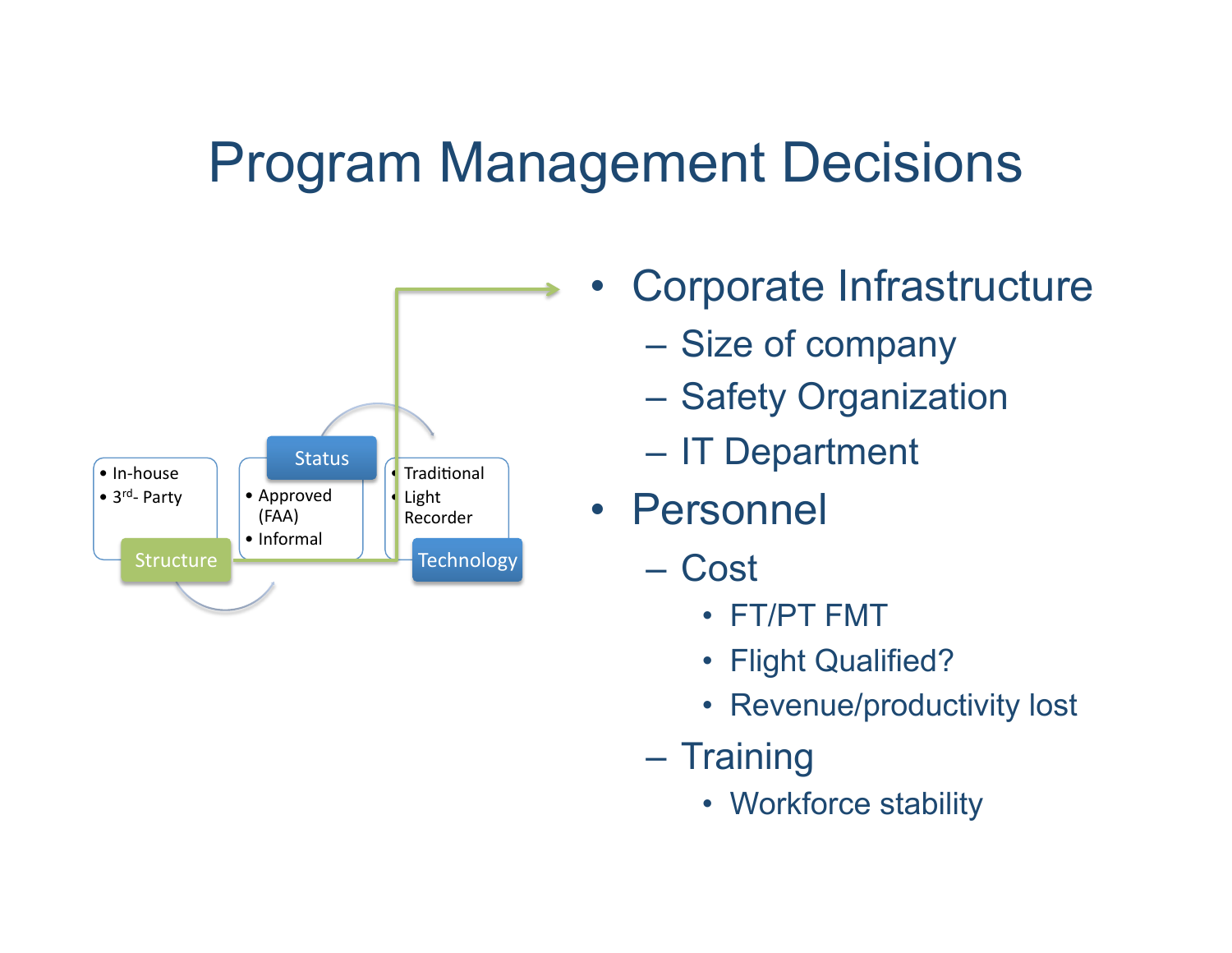# Program Management Decisions

- Structure
  - In-house
  - 3rd- Party
- Status
  - Approved (FAA)
  - Informal
- Technology
  - Traditional
  - Light Recorder

- Corporate Infrastructure
  - Size of company
  - Safety Organization
  - IT Department
- Personnel
  - Cost
    - FT/PT FMT
    - Flight Qualified?
    - Revenue/productivity lost
  - Training
    - Workforce stability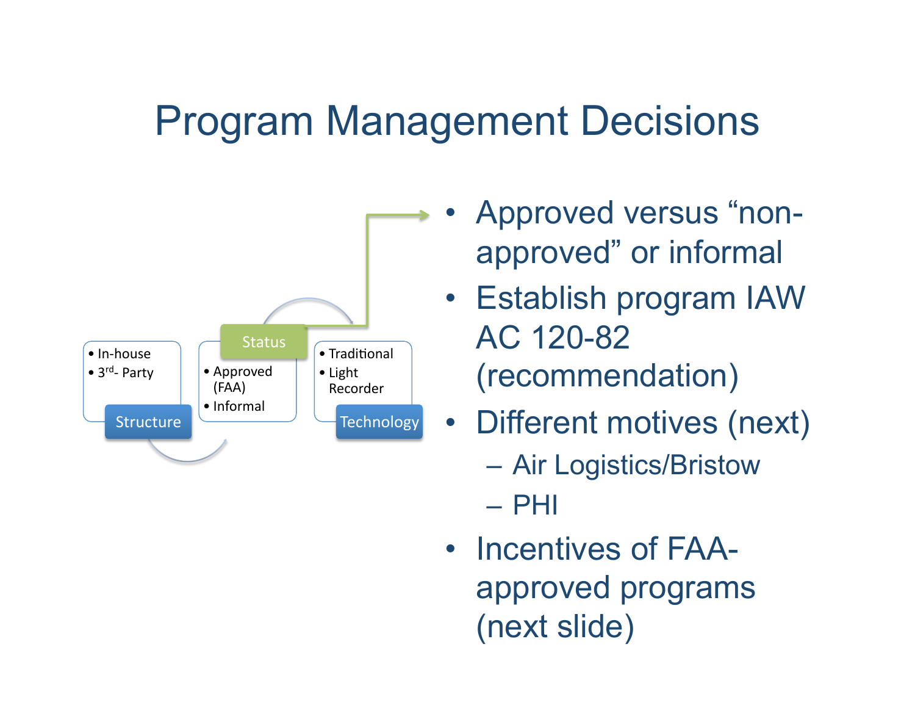# Program Management Decisions

- In-house
- 3rd- Party

**Structure**

**Status**

- Approved (FAA)
- Informal

- Traditional
- Light Recorder

**Technology**

- Approved versus "non-approved" or informal
- Establish program IAW AC 120-82 (recommendation)
- Different motives (next)
  - Air Logistics/Bristow
  - PHI
- Incentives of FAA-approved programs (next slide)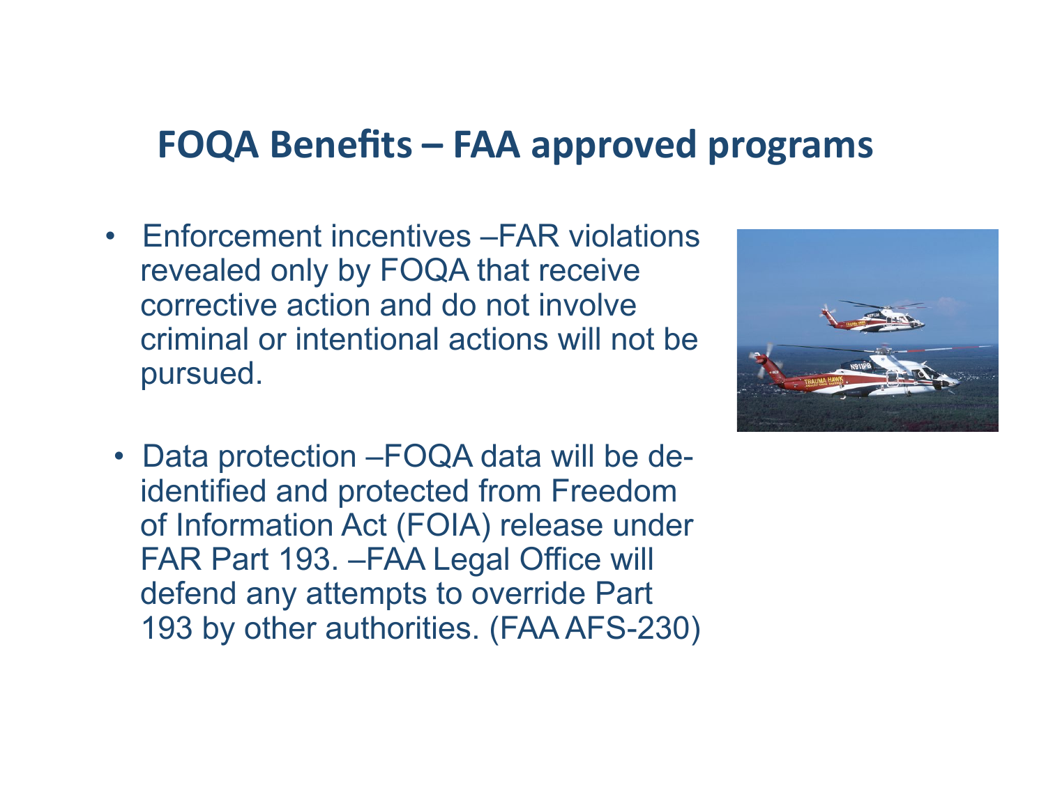## FOQA Benefits – FAA approved programs

- Enforcement incentives –FAR violations revealed only by FOQA that receive corrective action and do not involve criminal or intentional actions will not be pursued.

- Data protection –FOQA data will be de-identified and protected from Freedom of Information Act (FOIA) release under FAR Part 193. –FAA Legal Office will defend any attempts to override Part 193 by other authorities. (FAA AFS-230)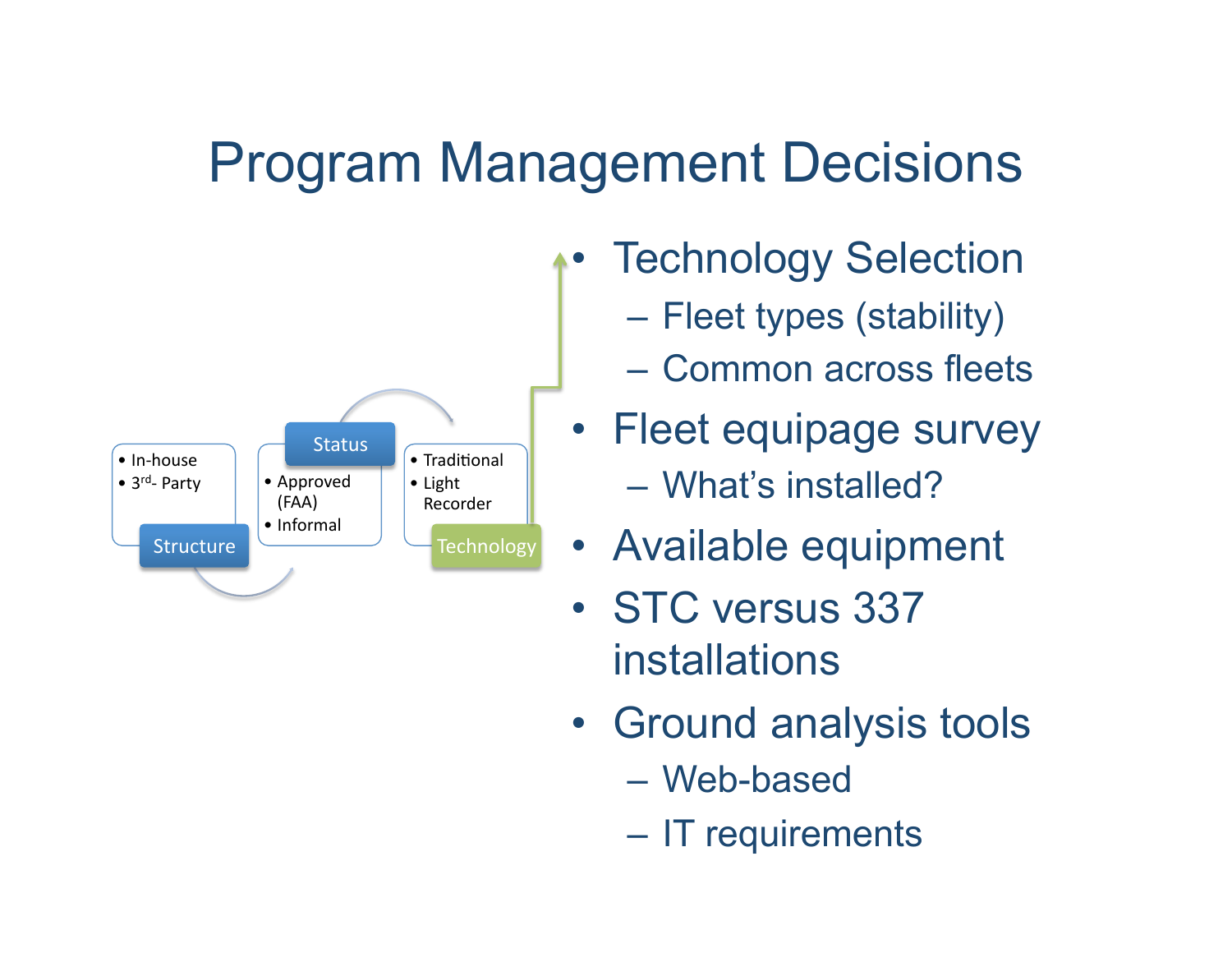# Program Management Decisions

- Structure
  - In-house
  - 3rd- Party
- Status
  - Approved (FAA)
  - Informal
- Technology
  - Traditional
  - Light Recorder

- Technology Selection
  - Fleet types (stability)
  - Common across fleets
- Fleet equipage survey
  - What's installed?
- Available equipment
- STC versus 337 installations
- Ground analysis tools
  - Web-based
  - IT requirements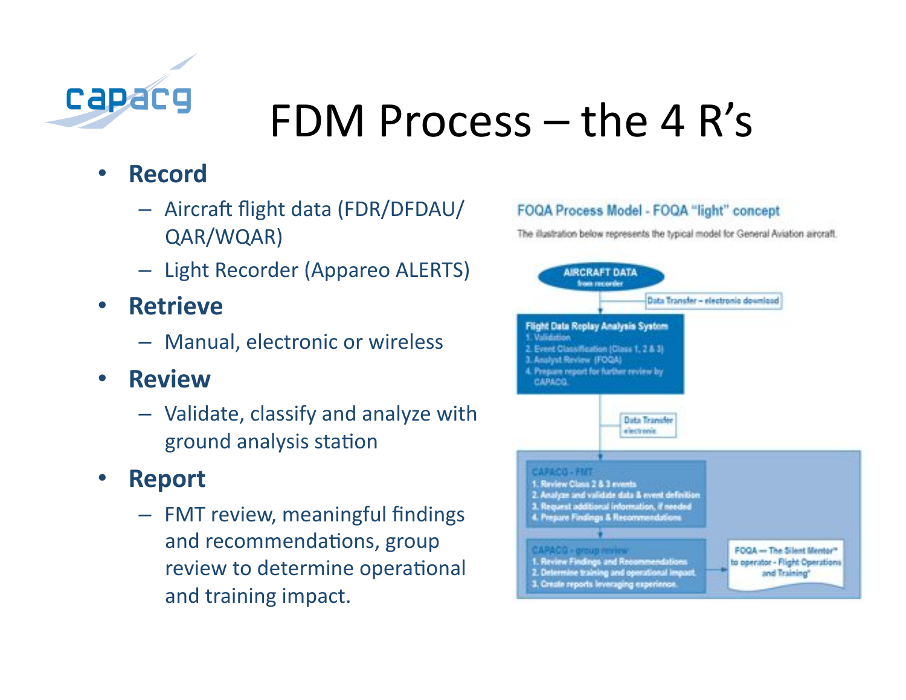# FDM Process – the 4 R's

- **Record**
  - Aircraft flight data (FDR/DFDAU/QAR/WQAR)
  - Light Recorder (Appareo ALERTS)
- **Retrieve**
  - Manual, electronic or wireless
- **Review**
  - Validate, classify and analyze with ground analysis station
- **Report**
  - FMT review, meaningful findings and recommendations, group review to determine operational and training impact.

FOQA Process Model - FOQA "light" concept

The illustration below represents the typical model for General Aviation aircraft.

AIRCRAFT DATA from recorder

Data Transfer – electronic download

Flight Data Replay Analysis System
1. Validation
2. Event Classification (Class 1, 2 & 3)
3. Analyst Review (FOQA)
4. Prepare report for further review by CAPACG.

Data Transfer electronic

CAPACG - FMT
1. Review Class 2 & 3 events
2. Analyze and validate data & event definition
3. Request additional information, if needed
4. Prepare Findings & Recommendations

CAPACG - group review
1. Review Findings and Recommendations
2. Determine training and operational impact
3. Create reports leveraging experience.

FOQA — The Silent Mentor" to operator - Flight Operations and Training"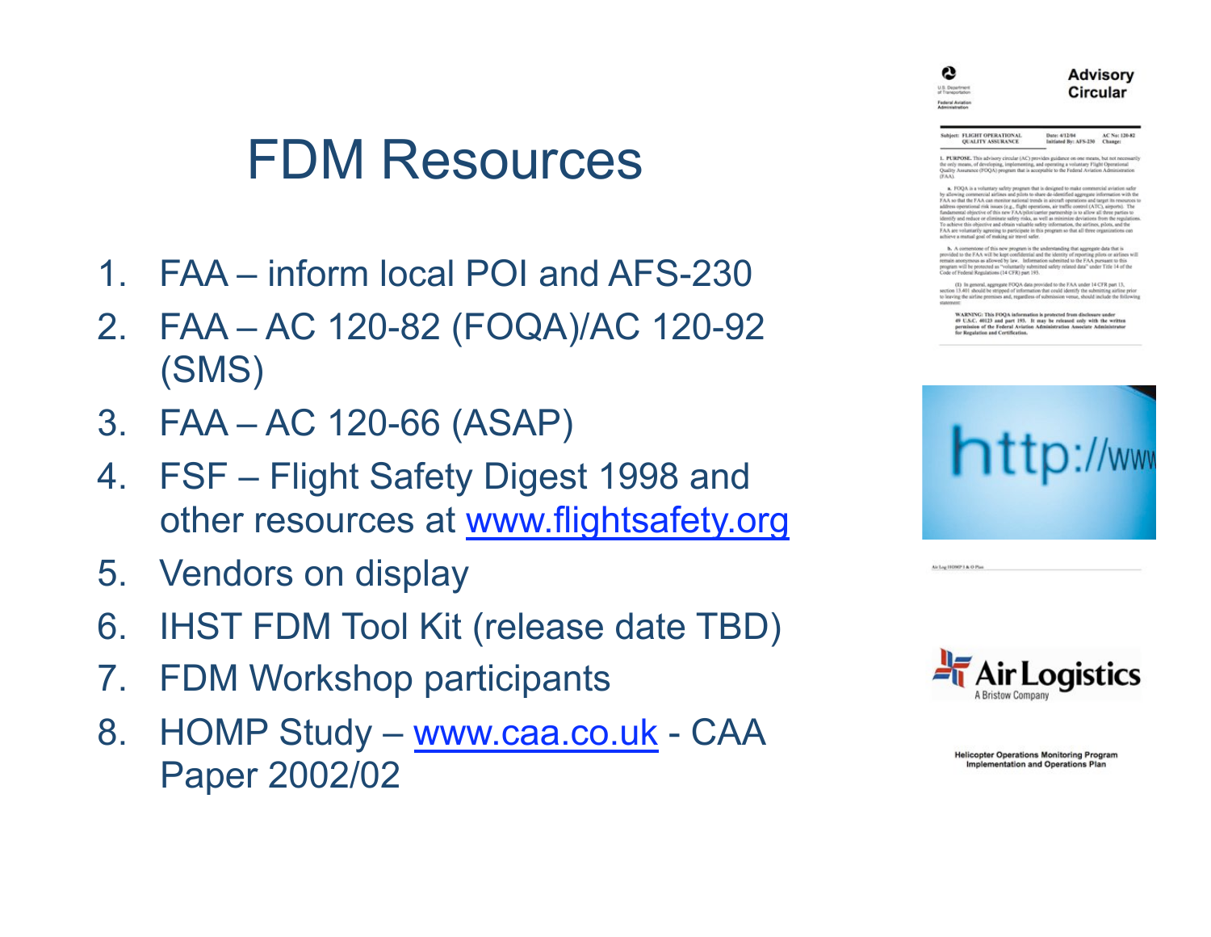# FDM Resources

1. FAA – inform local POI and AFS-230
2. FAA – AC 120-82 (FOQA)/AC 120-92 (SMS)
3. FAA – AC 120-66 (ASAP)
4. FSF – Flight Safety Digest 1998 and other resources at www.flightsafety.org
5. Vendors on display
6. IHST FDM Tool Kit (release date TBD)
7. FDM Workshop participants
8. HOMP Study – www.caa.co.uk - CAA Paper 2002/02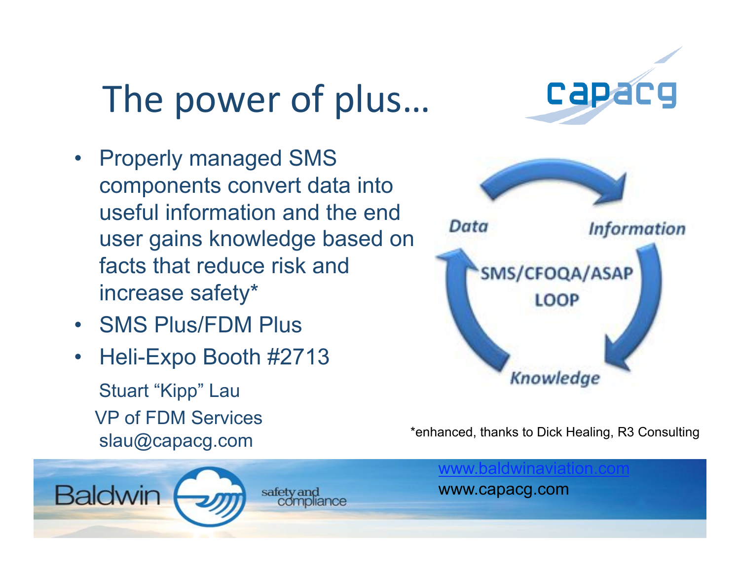# The power of plus…

- Properly managed SMS components convert data into useful information and the end user gains knowledge based on facts that reduce risk and increase safety*
- SMS Plus/FDM Plus
- Heli-Expo Booth #2713

Stuart "Kipp" Lau
VP of FDM Services
slau@capacg.com

Data
Information
SMS/CFOQA/ASAP
LOOP
Knowledge

*enhanced, thanks to Dick Healing, R3 Consulting

[www.baldwinaviation.com](http://www.baldwinaviation.com)
www.capacg.com